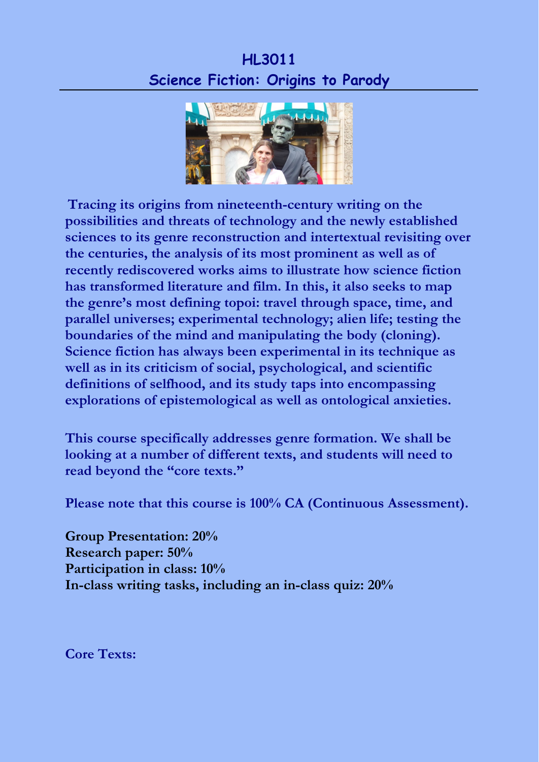# HL3011

## Science Fiction: Origins to Parody

**Tracing its origins from nineteenth-century writing on the possibilities and threats of technology and the newly established sciences to its genre reconstruction and intertextual revisiting over the centuries, the analysis of its most prominent as well as of recently rediscovered works aims to illustrate how science fiction has transformed literature and film. In this, it also seeks to map the genre's most defining topoi: travel through space, time, and parallel universes; experimental technology; alien life; testing the boundaries of the mind and manipulating the body (cloning). Science fiction has always been experimental in its technique as well as in its criticism of social, psychological, and scientific definitions of selfhood, and its study taps into encompassing explorations of epistemological as well as ontological anxieties.**

**This course specifically addresses genre formation. We shall be looking at a number of different texts, and students will need to read beyond the "core texts."**

**Please note that this course is 100% CA (Continuous Assessment).**

**Group Presentation: 20%**
**Research paper: 50%**
**Participation in class: 10%**
**In-class writing tasks, including an in-class quiz: 20%**

**Core Texts:**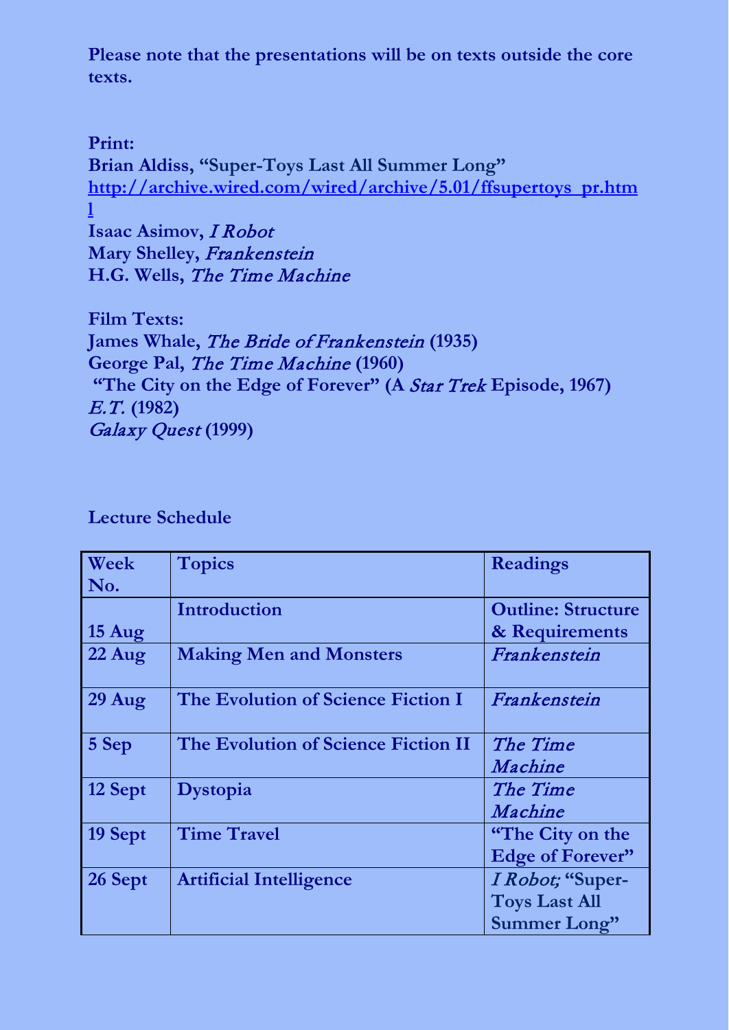**Please note that the presentations will be on texts outside the core texts.**

**Print:**
**Brian Aldiss, "Super-Toys Last All Summer Long"**
**http://archive.wired.com/wired/archive/5.01/ffsupertoys_pr.html**
**Isaac Asimov, *I Robot***
**Mary Shelley, *Frankenstein***
**H.G. Wells, *The Time Machine***

**Film Texts:**
**James Whale, *The Bride of Frankenstein* (1935)**
**George Pal, *The Time Machine* (1960)**
**"The City on the Edge of Forever" (A *Star Trek* Episode, 1967)**
***E.T.* (1982)**
***Galaxy Quest* (1999)**

**Lecture Schedule**

| Week No. | Topics | Readings |
|---|---|---|
| 15 Aug | Introduction | Outline: Structure & Requirements |
| 22 Aug | Making Men and Monsters | *Frankenstein* |
| 29 Aug | The Evolution of Science Fiction I | *Frankenstein* |
| 5 Sep | The Evolution of Science Fiction II | *The Time Machine* |
| 12 Sept | Dystopia | *The Time Machine* |
| 19 Sept | Time Travel | "The City on the Edge of Forever" |
| 26 Sept | Artificial Intelligence | *I Robot;* "Super-Toys Last All Summer Long" |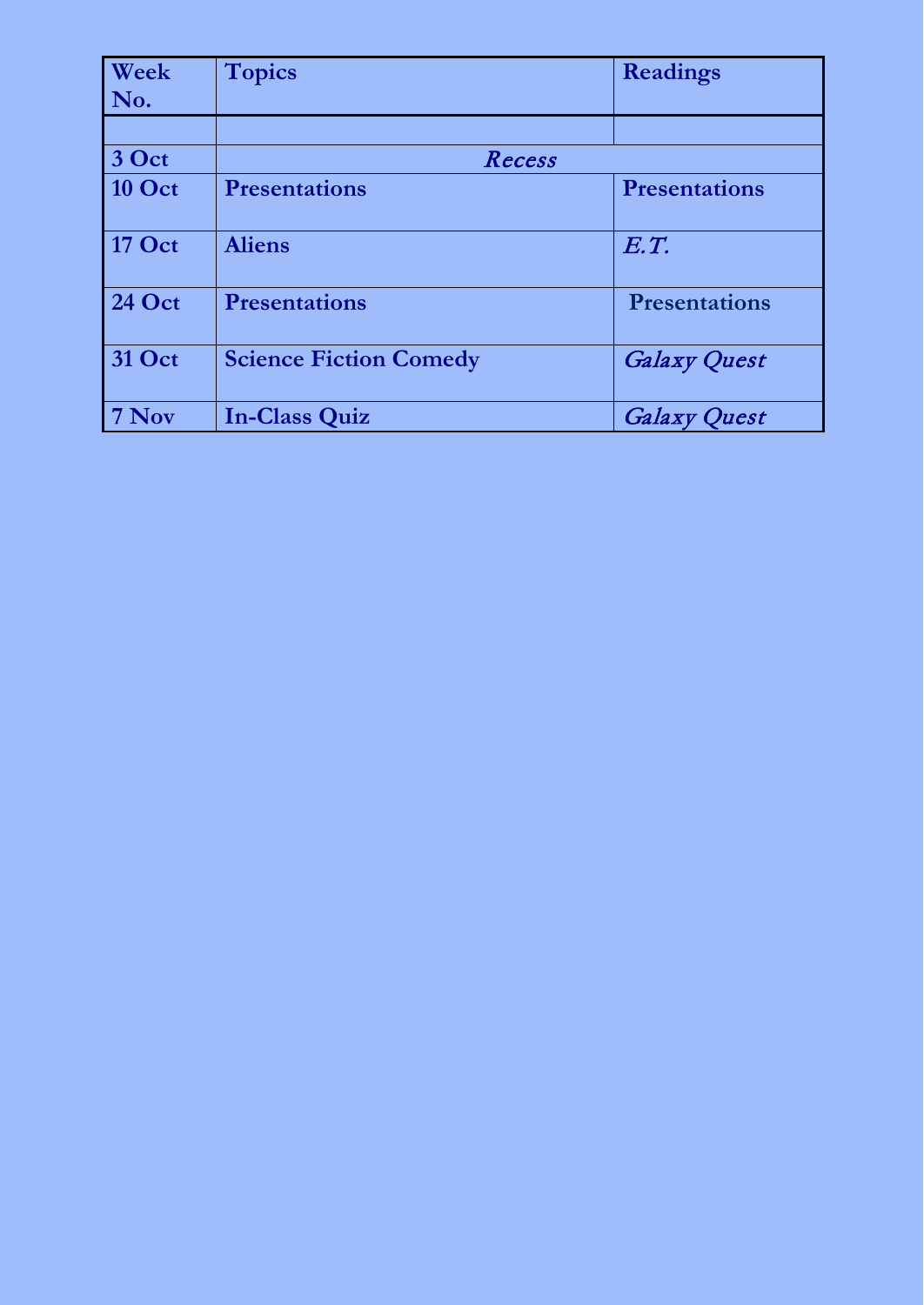| Week No. | Topics | Readings |
| --- | --- | --- |
| | | |
| 3 Oct | *Recess* | |
| 10 Oct | Presentations | Presentations |
| 17 Oct | Aliens | *E.T.* |
| 24 Oct | Presentations | Presentations |
| 31 Oct | Science Fiction Comedy | *Galaxy Quest* |
| 7 Nov | In-Class Quiz | *Galaxy Quest* |